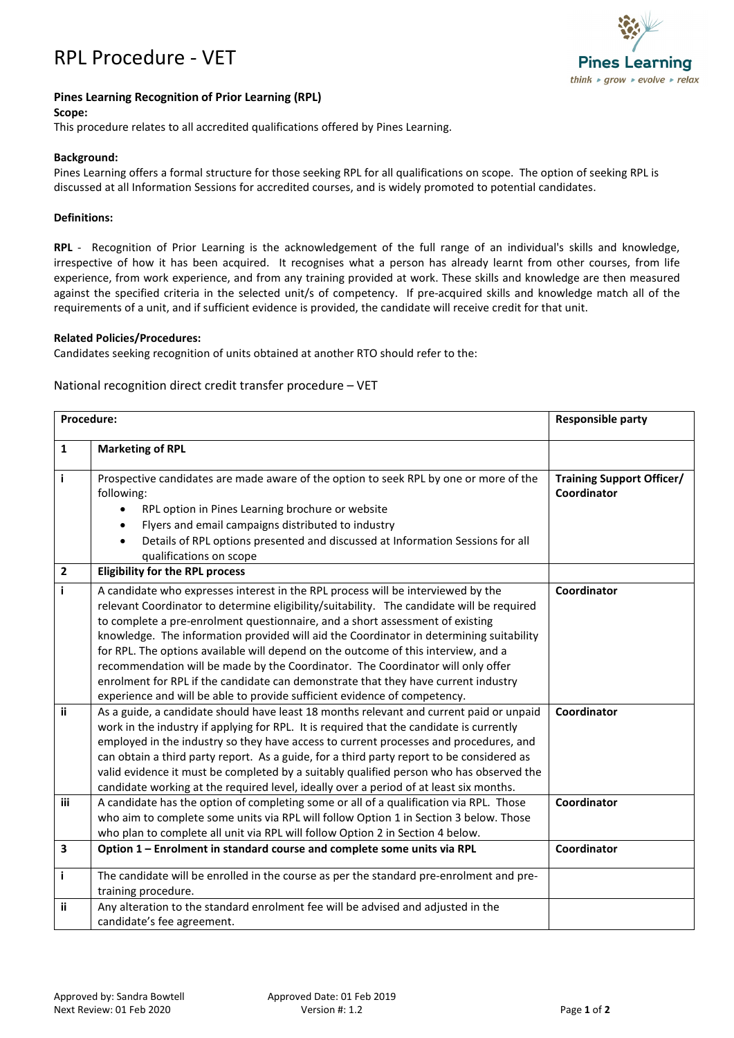# RPL Procedure - VET

**Pines Learning Recognition of Prior Learning (RPL)**

**Scope:**

This procedure relates to all accredited qualifications offered by Pines Learning.

**Background:**

Pines Learning offers a formal structure for those seeking RPL for all qualifications on scope. The option of seeking RPL is discussed at all Information Sessions for accredited courses, and is widely promoted to potential candidates.

**Definitions:**

**RPL** - Recognition of Prior Learning is the acknowledgement of the full range of an individual's skills and knowledge, irrespective of how it has been acquired. It recognises what a person has already learnt from other courses, from life experience, from work experience, and from any training provided at work. These skills and knowledge are then measured against the specified criteria in the selected unit/s of competency. If pre-acquired skills and knowledge match all of the requirements of a unit, and if sufficient evidence is provided, the candidate will receive credit for that unit.

**Related Policies/Procedures:**

Candidates seeking recognition of units obtained at another RTO should refer to the:

National recognition direct credit transfer procedure – VET

| **Procedure:** | | **Responsible party** |
|---|---|---|
| **1** | **Marketing of RPL** | |
| **i** | Prospective candidates are made aware of the option to seek RPL by one or more of the following:<br>• RPL option in Pines Learning brochure or website<br>• Flyers and email campaigns distributed to industry<br>• Details of RPL options presented and discussed at Information Sessions for all qualifications on scope | **Training Support Officer/ Coordinator** |
| **2** | **Eligibility for the RPL process** | |
| **i** | A candidate who expresses interest in the RPL process will be interviewed by the relevant Coordinator to determine eligibility/suitability. The candidate will be required to complete a pre-enrolment questionnaire, and a short assessment of existing knowledge. The information provided will aid the Coordinator in determining suitability for RPL. The options available will depend on the outcome of this interview, and a recommendation will be made by the Coordinator. The Coordinator will only offer enrolment for RPL if the candidate can demonstrate that they have current industry experience and will be able to provide sufficient evidence of competency. | **Coordinator** |
| **ii** | As a guide, a candidate should have least 18 months relevant and current paid or unpaid work in the industry if applying for RPL. It is required that the candidate is currently employed in the industry so they have access to current processes and procedures, and can obtain a third party report. As a guide, for a third party report to be considered as valid evidence it must be completed by a suitably qualified person who has observed the candidate working at the required level, ideally over a period of at least six months. | **Coordinator** |
| **iii** | A candidate has the option of completing some or all of a qualification via RPL. Those who aim to complete some units via RPL will follow Option 1 in Section 3 below. Those who plan to complete all unit via RPL will follow Option 2 in Section 4 below. | **Coordinator** |
| **3** | **Option 1 – Enrolment in standard course and complete some units via RPL** | **Coordinator** |
| **i** | The candidate will be enrolled in the course as per the standard pre-enrolment and pre-training procedure. | |
| **ii** | Any alteration to the standard enrolment fee will be advised and adjusted in the candidate's fee agreement. | |

Approved by: Sandra Bowtell
Next Review: 01 Feb 2020

Approved Date: 01 Feb 2019
Version #: 1.2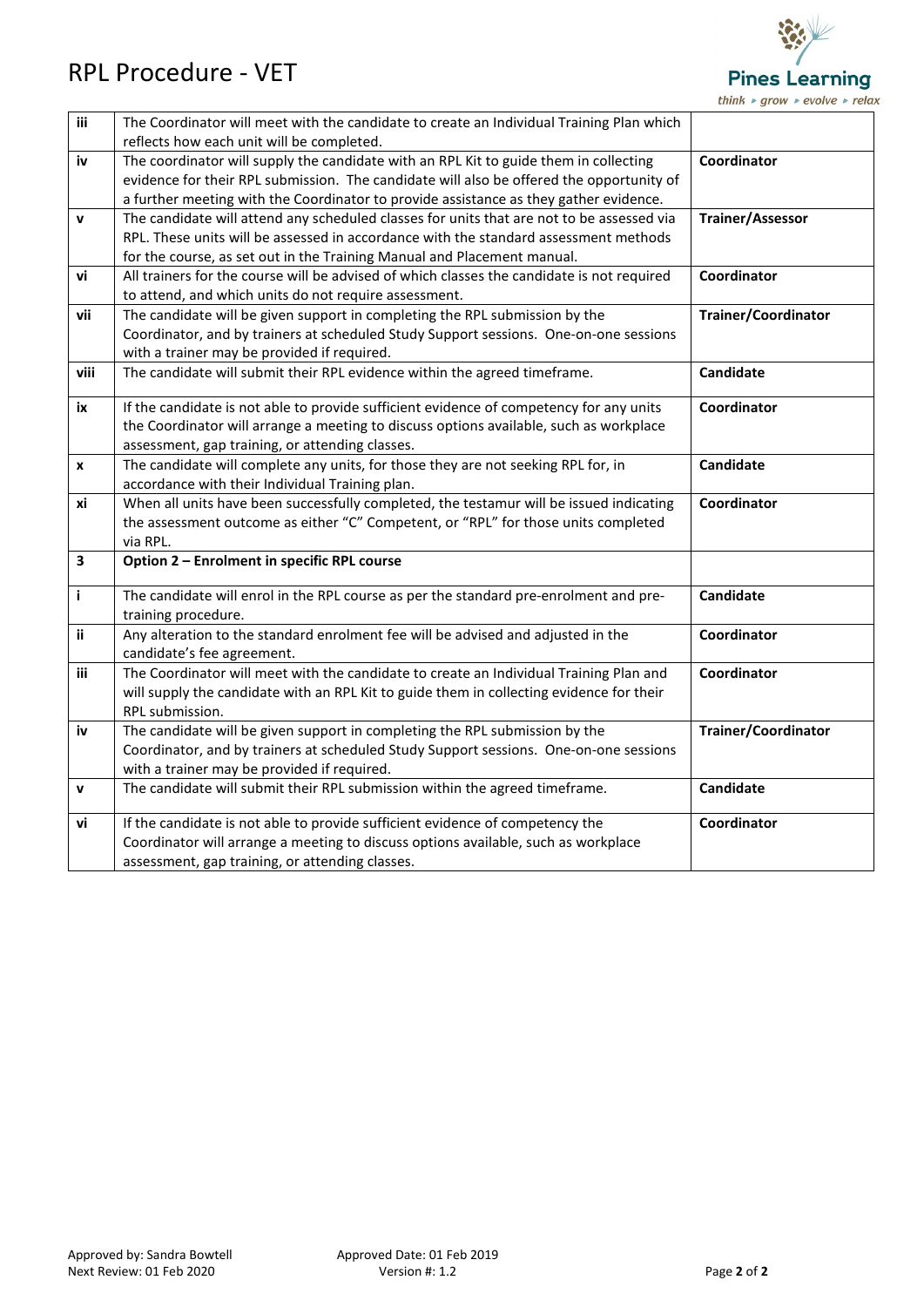| | | |
|---|---|---|
| iii | The Coordinator will meet with the candidate to create an Individual Training Plan which reflects how each unit will be completed. | |
| iv | The coordinator will supply the candidate with an RPL Kit to guide them in collecting evidence for their RPL submission. The candidate will also be offered the opportunity of a further meeting with the Coordinator to provide assistance as they gather evidence. | **Coordinator** |
| v | The candidate will attend any scheduled classes for units that are not to be assessed via RPL. These units will be assessed in accordance with the standard assessment methods for the course, as set out in the Training Manual and Placement manual. | **Trainer/Assessor** |
| vi | All trainers for the course will be advised of which classes the candidate is not required to attend, and which units do not require assessment. | **Coordinator** |
| vii | The candidate will be given support in completing the RPL submission by the Coordinator, and by trainers at scheduled Study Support sessions. One-on-one sessions with a trainer may be provided if required. | **Trainer/Coordinator** |
| viii | The candidate will submit their RPL evidence within the agreed timeframe. | **Candidate** |
| ix | If the candidate is not able to provide sufficient evidence of competency for any units the Coordinator will arrange a meeting to discuss options available, such as workplace assessment, gap training, or attending classes. | **Coordinator** |
| x | The candidate will complete any units, for those they are not seeking RPL for, in accordance with their Individual Training plan. | **Candidate** |
| xi | When all units have been successfully completed, the testamur will be issued indicating the assessment outcome as either "C" Competent, or "RPL" for those units completed via RPL. | **Coordinator** |
| **3** | **Option 2 – Enrolment in specific RPL course** | |
| i | The candidate will enrol in the RPL course as per the standard pre-enrolment and pre-training procedure. | **Candidate** |
| ii | Any alteration to the standard enrolment fee will be advised and adjusted in the candidate's fee agreement. | **Coordinator** |
| iii | The Coordinator will meet with the candidate to create an Individual Training Plan and will supply the candidate with an RPL Kit to guide them in collecting evidence for their RPL submission. | **Coordinator** |
| iv | The candidate will be given support in completing the RPL submission by the Coordinator, and by trainers at scheduled Study Support sessions. One-on-one sessions with a trainer may be provided if required. | **Trainer/Coordinator** |
| v | The candidate will submit their RPL submission within the agreed timeframe. | **Candidate** |
| vi | If the candidate is not able to provide sufficient evidence of competency the Coordinator will arrange a meeting to discuss options available, such as workplace assessment, gap training, or attending classes. | **Coordinator** |

Approved by: Sandra Bowtell
Next Review: 01 Feb 2020

Approved Date: 01 Feb 2019
Version #: 1.2